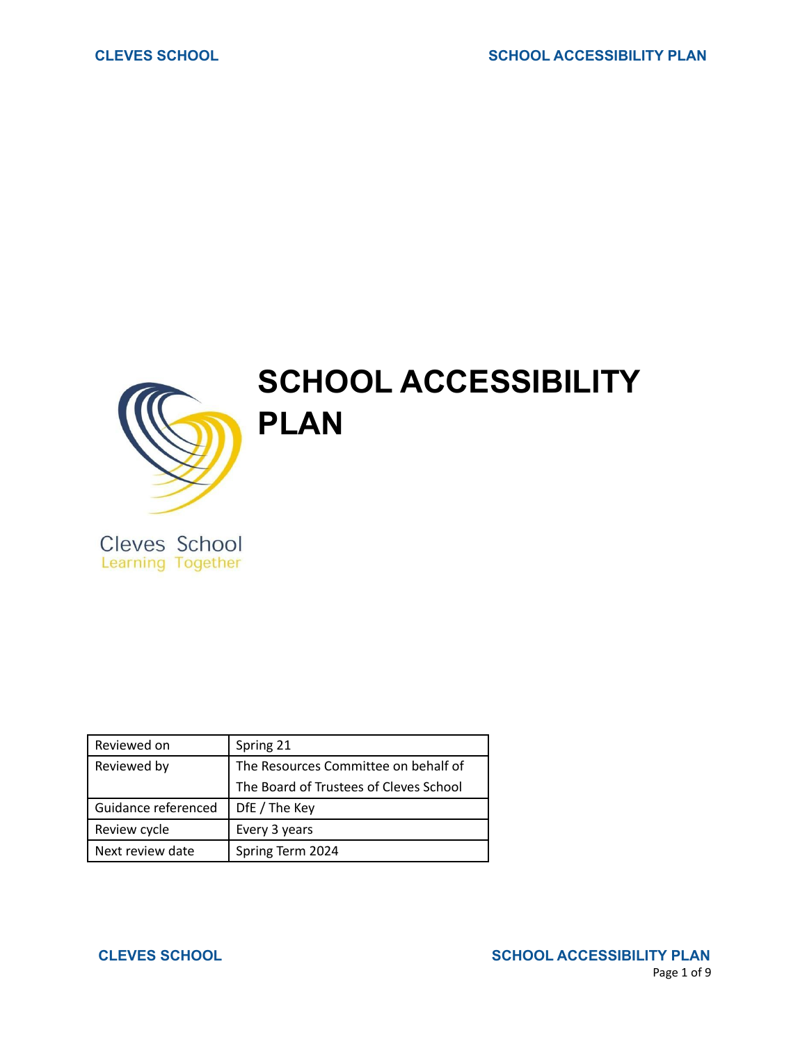# SCHOOL ACCESSIBILITY PLAN

Cleves School
Learning Together

| | |
|---|---|
| Reviewed on | Spring 21 |
| Reviewed by | The Resources Committee on behalf of The Board of Trustees of Cleves School |
| Guidance referenced | DfE / The Key |
| Review cycle | Every 3 years |
| Next review date | Spring Term 2024 |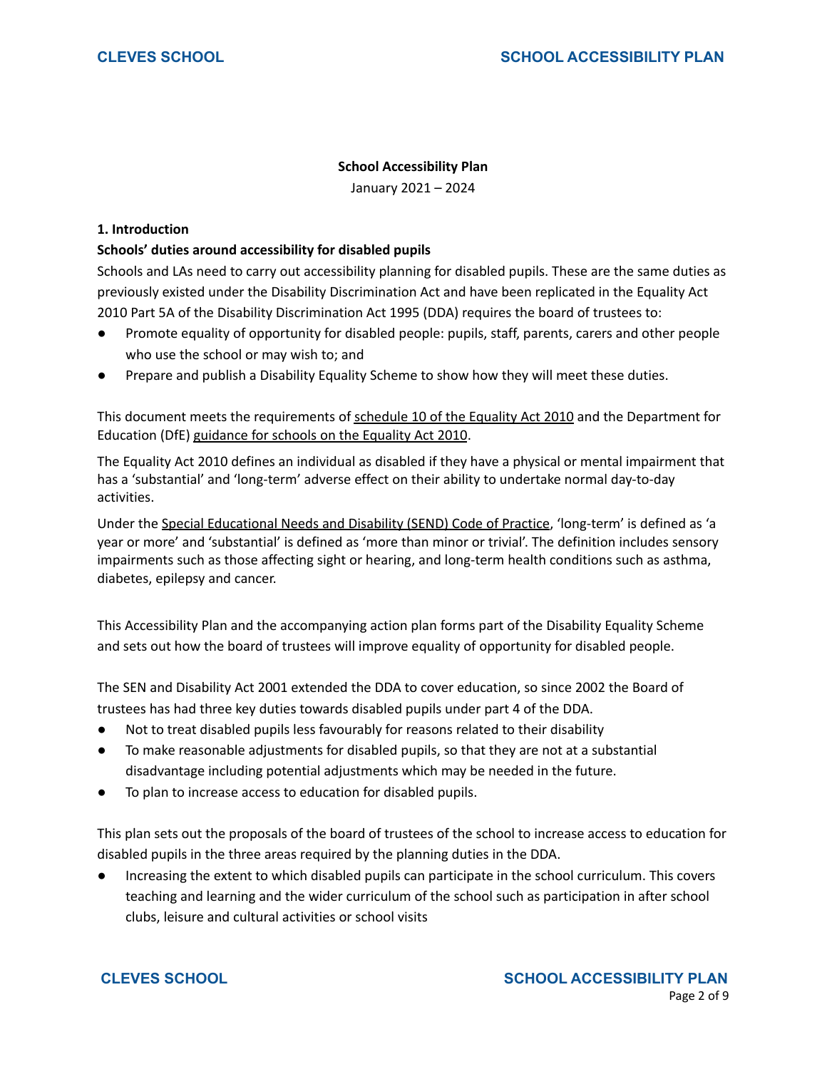**School Accessibility Plan**

January 2021 – 2024

**1. Introduction**

**Schools' duties around accessibility for disabled pupils**

Schools and LAs need to carry out accessibility planning for disabled pupils. These are the same duties as previously existed under the Disability Discrimination Act and have been replicated in the Equality Act 2010 Part 5A of the Disability Discrimination Act 1995 (DDA) requires the board of trustees to:

- Promote equality of opportunity for disabled people: pupils, staff, parents, carers and other people who use the school or may wish to; and
- Prepare and publish a Disability Equality Scheme to show how they will meet these duties.

This document meets the requirements of schedule 10 of the Equality Act 2010 and the Department for Education (DfE) guidance for schools on the Equality Act 2010.

The Equality Act 2010 defines an individual as disabled if they have a physical or mental impairment that has a 'substantial' and 'long-term' adverse effect on their ability to undertake normal day-to-day activities.

Under the Special Educational Needs and Disability (SEND) Code of Practice, 'long-term' is defined as 'a year or more' and 'substantial' is defined as 'more than minor or trivial'. The definition includes sensory impairments such as those affecting sight or hearing, and long-term health conditions such as asthma, diabetes, epilepsy and cancer.

This Accessibility Plan and the accompanying action plan forms part of the Disability Equality Scheme and sets out how the board of trustees will improve equality of opportunity for disabled people.

The SEN and Disability Act 2001 extended the DDA to cover education, so since 2002 the Board of trustees has had three key duties towards disabled pupils under part 4 of the DDA.

- Not to treat disabled pupils less favourably for reasons related to their disability
- To make reasonable adjustments for disabled pupils, so that they are not at a substantial disadvantage including potential adjustments which may be needed in the future.
- To plan to increase access to education for disabled pupils.

This plan sets out the proposals of the board of trustees of the school to increase access to education for disabled pupils in the three areas required by the planning duties in the DDA.

- Increasing the extent to which disabled pupils can participate in the school curriculum. This covers teaching and learning and the wider curriculum of the school such as participation in after school clubs, leisure and cultural activities or school visits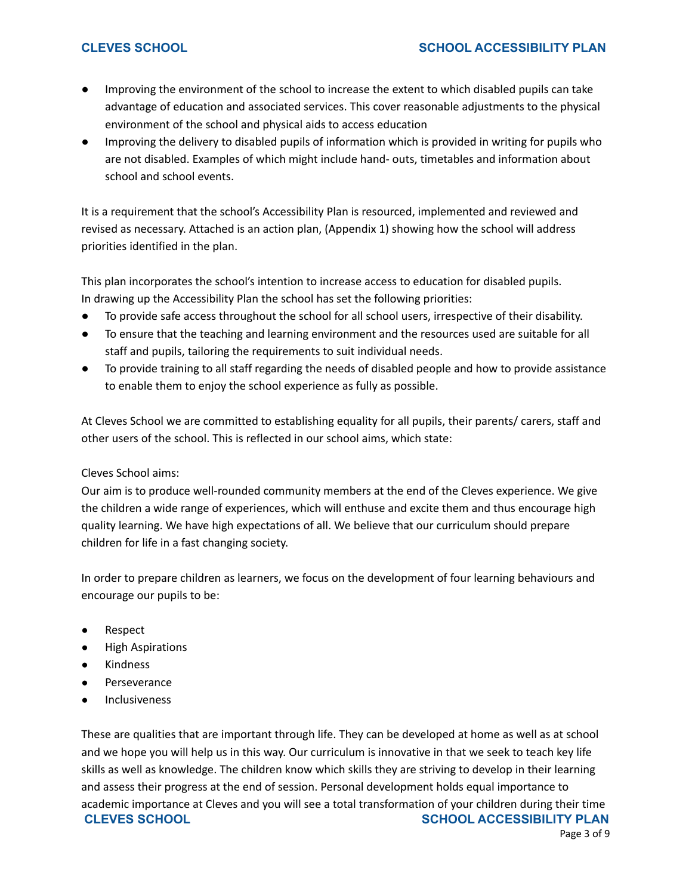- Improving the environment of the school to increase the extent to which disabled pupils can take advantage of education and associated services. This cover reasonable adjustments to the physical environment of the school and physical aids to access education
- Improving the delivery to disabled pupils of information which is provided in writing for pupils who are not disabled. Examples of which might include hand- outs, timetables and information about school and school events.

It is a requirement that the school's Accessibility Plan is resourced, implemented and reviewed and revised as necessary. Attached is an action plan, (Appendix 1) showing how the school will address priorities identified in the plan.

This plan incorporates the school's intention to increase access to education for disabled pupils. In drawing up the Accessibility Plan the school has set the following priorities:

- To provide safe access throughout the school for all school users, irrespective of their disability.
- To ensure that the teaching and learning environment and the resources used are suitable for all staff and pupils, tailoring the requirements to suit individual needs.
- To provide training to all staff regarding the needs of disabled people and how to provide assistance to enable them to enjoy the school experience as fully as possible.

At Cleves School we are committed to establishing equality for all pupils, their parents/ carers, staff and other users of the school. This is reflected in our school aims, which state:

Cleves School aims:
Our aim is to produce well-rounded community members at the end of the Cleves experience. We give the children a wide range of experiences, which will enthuse and excite them and thus encourage high quality learning. We have high expectations of all. We believe that our curriculum should prepare children for life in a fast changing society.

In order to prepare children as learners, we focus on the development of four learning behaviours and encourage our pupils to be:

- Respect
- High Aspirations
- Kindness
- Perseverance
- Inclusiveness

These are qualities that are important through life. They can be developed at home as well as at school and we hope you will help us in this way. Our curriculum is innovative in that we seek to teach key life skills as well as knowledge. The children know which skills they are striving to develop in their learning and assess their progress at the end of session. Personal development holds equal importance to academic importance at Cleves and you will see a total transformation of your children during their time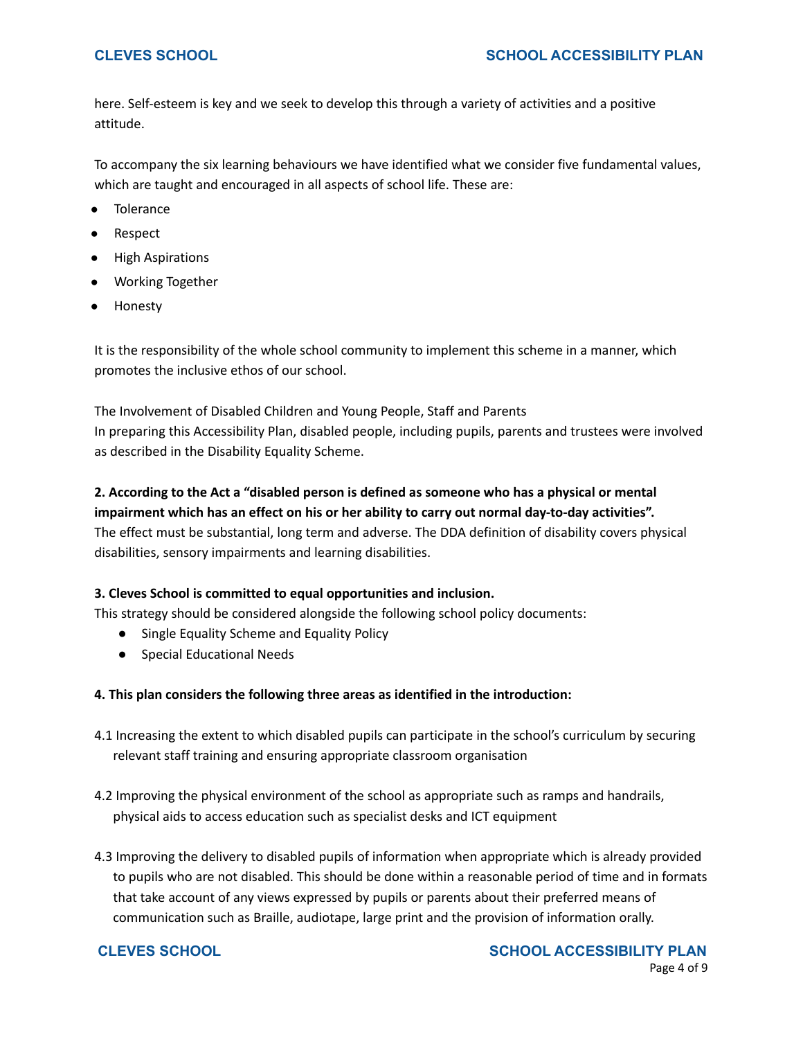here. Self-esteem is key and we seek to develop this through a variety of activities and a positive attitude.

To accompany the six learning behaviours we have identified what we consider five fundamental values, which are taught and encouraged in all aspects of school life. These are:

- Tolerance
- Respect
- High Aspirations
- Working Together
- Honesty

It is the responsibility of the whole school community to implement this scheme in a manner, which promotes the inclusive ethos of our school.

The Involvement of Disabled Children and Young People, Staff and Parents
In preparing this Accessibility Plan, disabled people, including pupils, parents and trustees were involved as described in the Disability Equality Scheme.

**2. According to the Act a "disabled person is defined as someone who has a physical or mental impairment which has an effect on his or her ability to carry out normal day-to-day activities".**
The effect must be substantial, long term and adverse. The DDA definition of disability covers physical disabilities, sensory impairments and learning disabilities.

**3. Cleves School is committed to equal opportunities and inclusion.**
This strategy should be considered alongside the following school policy documents:

- Single Equality Scheme and Equality Policy
- Special Educational Needs

**4. This plan considers the following three areas as identified in the introduction:**

4.1 Increasing the extent to which disabled pupils can participate in the school's curriculum by securing relevant staff training and ensuring appropriate classroom organisation

4.2 Improving the physical environment of the school as appropriate such as ramps and handrails, physical aids to access education such as specialist desks and ICT equipment

4.3 Improving the delivery to disabled pupils of information when appropriate which is already provided to pupils who are not disabled. This should be done within a reasonable period of time and in formats that take account of any views expressed by pupils or parents about their preferred means of communication such as Braille, audiotape, large print and the provision of information orally.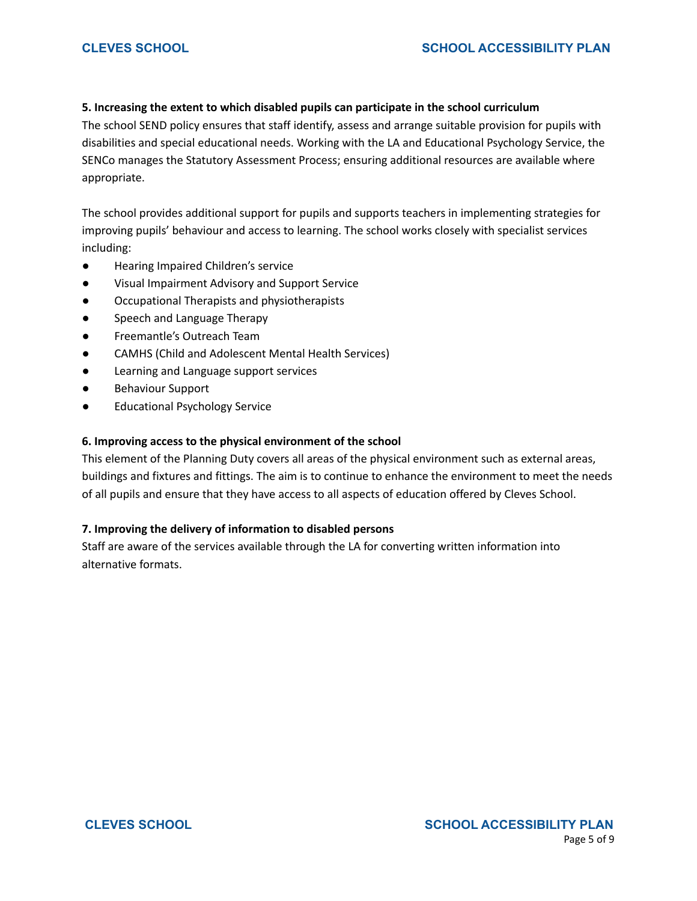**5. Increasing the extent to which disabled pupils can participate in the school curriculum**

The school SEND policy ensures that staff identify, assess and arrange suitable provision for pupils with disabilities and special educational needs. Working with the LA and Educational Psychology Service, the SENCo manages the Statutory Assessment Process; ensuring additional resources are available where appropriate.

The school provides additional support for pupils and supports teachers in implementing strategies for improving pupils' behaviour and access to learning. The school works closely with specialist services including:

- Hearing Impaired Children's service
- Visual Impairment Advisory and Support Service
- Occupational Therapists and physiotherapists
- Speech and Language Therapy
- Freemantle's Outreach Team
- CAMHS (Child and Adolescent Mental Health Services)
- Learning and Language support services
- Behaviour Support
- Educational Psychology Service

**6. Improving access to the physical environment of the school**

This element of the Planning Duty covers all areas of the physical environment such as external areas, buildings and fixtures and fittings. The aim is to continue to enhance the environment to meet the needs of all pupils and ensure that they have access to all aspects of education offered by Cleves School.

**7. Improving the delivery of information to disabled persons**

Staff are aware of the services available through the LA for converting written information into alternative formats.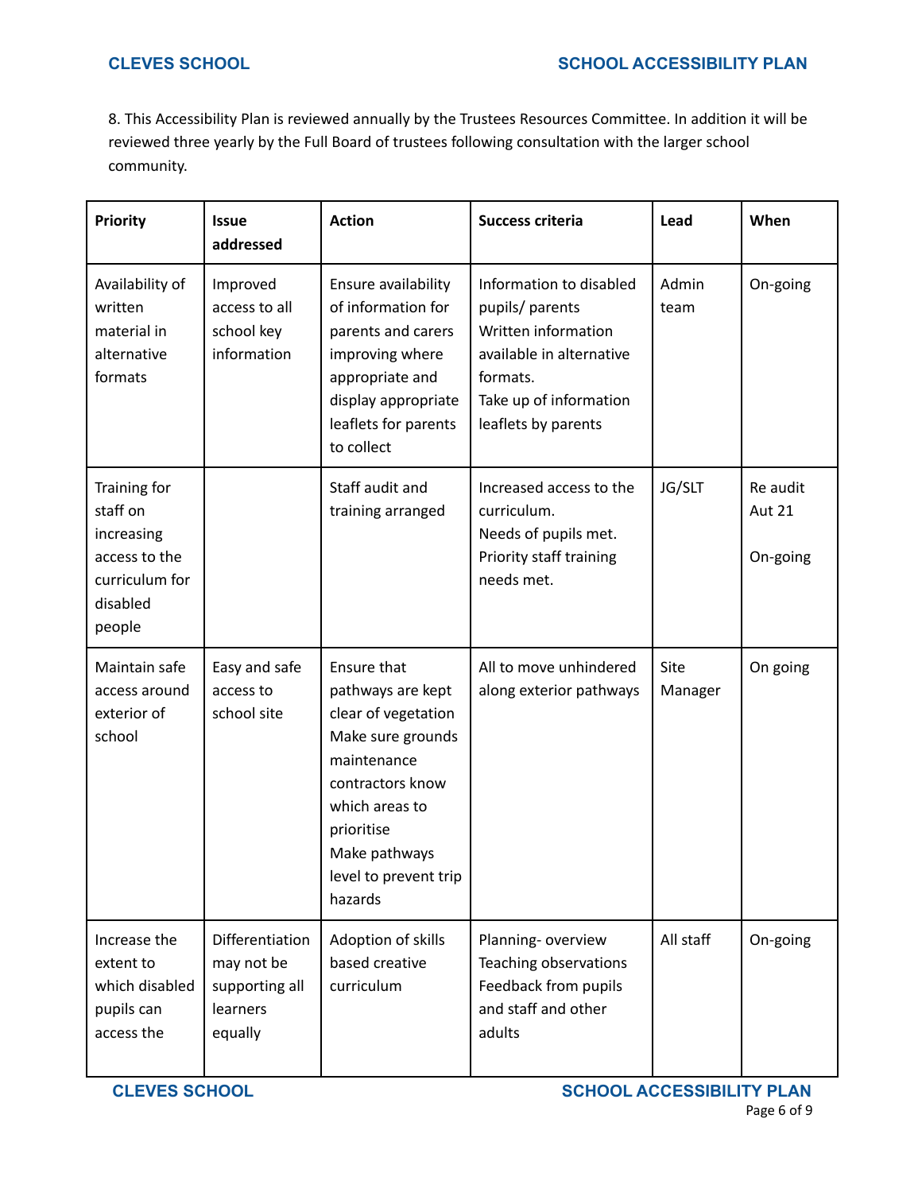8. This Accessibility Plan is reviewed annually by the Trustees Resources Committee. In addition it will be reviewed three yearly by the Full Board of trustees following consultation with the larger school community.

| Priority | Issue addressed | Action | Success criteria | Lead | When |
|---|---|---|---|---|---|
| Availability of written material in alternative formats | Improved access to all school key information | Ensure availability of information for parents and carers improving where appropriate and display appropriate leaflets for parents to collect | Information to disabled pupils/ parents<br>Written information available in alternative formats.<br>Take up of information leaflets by parents | Admin team | On-going |
| Training for staff on increasing access to the curriculum for disabled people | | Staff audit and training arranged | Increased access to the curriculum.<br>Needs of pupils met.<br>Priority staff training needs met. | JG/SLT | Re audit Aut 21<br><br>On-going |
| Maintain safe access around exterior of school | Easy and safe access to school site | Ensure that pathways are kept clear of vegetation<br>Make sure grounds maintenance contractors know which areas to prioritise<br>Make pathways level to prevent trip hazards | All to move unhindered along exterior pathways | Site Manager | On going |
| Increase the extent to which disabled pupils can access the | Differentiation may not be supporting all learners equally | Adoption of skills based creative curriculum | Planning- overview<br>Teaching observations<br>Feedback from pupils and staff and other adults | All staff | On-going |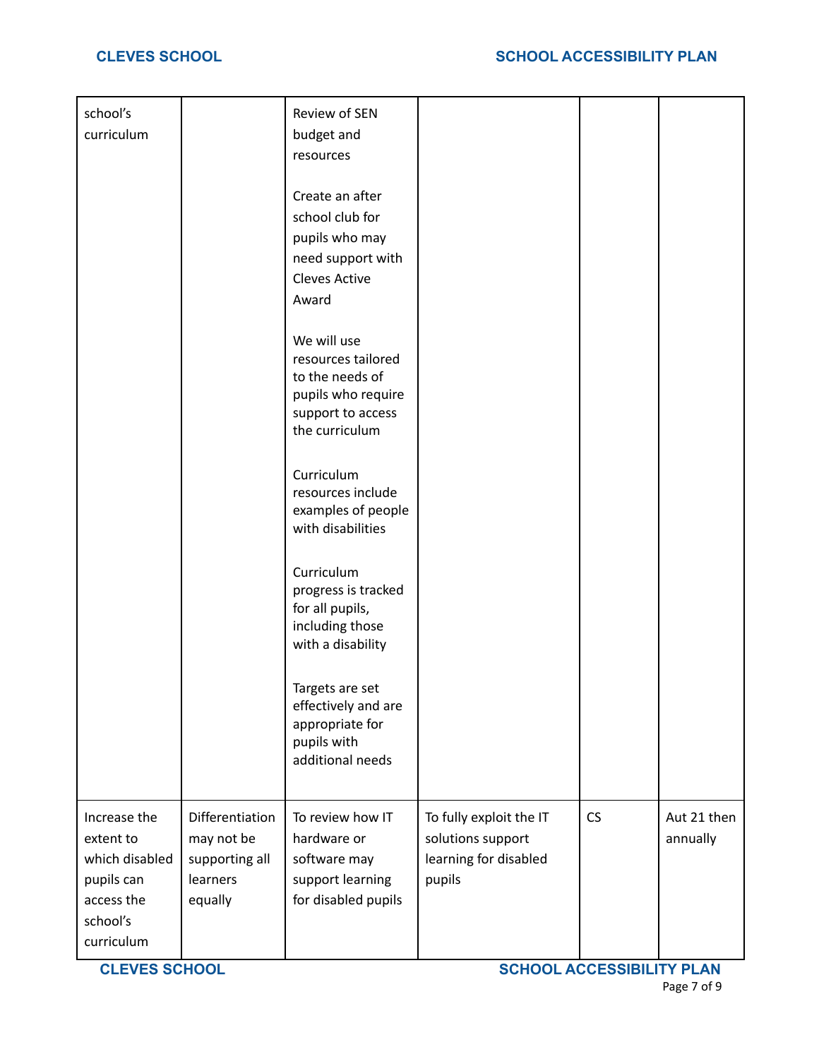| | | | | | |
|---|---|---|---|---|---|
| school's curriculum | | Review of SEN budget and resources<br><br>Create an after school club for pupils who may need support with Cleves Active Award<br><br>We will use resources tailored to the needs of pupils who require support to access the curriculum<br><br>Curriculum resources include examples of people with disabilities<br><br>Curriculum progress is tracked for all pupils, including those with a disability<br><br>Targets are set effectively and are appropriate for pupils with additional needs | | | |
| Increase the extent to which disabled pupils can access the school's curriculum | Differentiation may not be supporting all learners equally | To review how IT hardware or software may support learning for disabled pupils | To fully exploit the IT solutions support learning for disabled pupils | CS | Aut 21 then annually |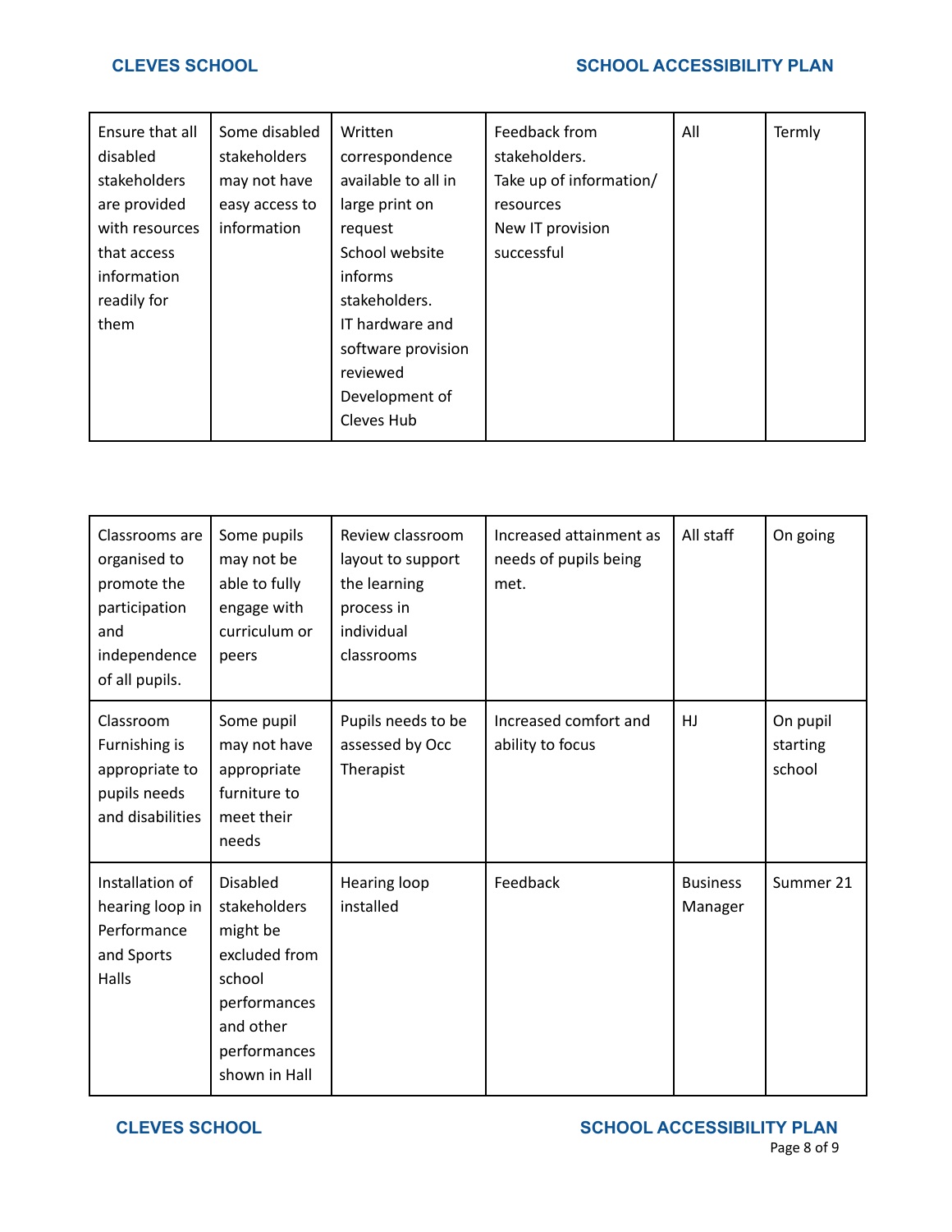| | | | | | |
|---|---|---|---|---|---|
| Ensure that all disabled stakeholders are provided with resources that access information readily for them | Some disabled stakeholders may not have easy access to information | Written correspondence available to all in large print on request<br>School website informs stakeholders.<br>IT hardware and software provision reviewed<br>Development of Cleves Hub | Feedback from stakeholders.<br>Take up of information/ resources<br>New IT provision successful | All | Termly |

| | | | | | |
|---|---|---|---|---|---|
| Classrooms are organised to promote the participation and independence of all pupils. | Some pupils may not be able to fully engage with curriculum or peers | Review classroom layout to support the learning process in individual classrooms | Increased attainment as needs of pupils being met. | All staff | On going |
| Classroom Furnishing is appropriate to pupils needs and disabilities | Some pupil may not have appropriate furniture to meet their needs | Pupils needs to be assessed by Occ Therapist | Increased comfort and ability to focus | HJ | On pupil starting school |
| Installation of hearing loop in Performance and Sports Halls | Disabled stakeholders might be excluded from school performances and other performances shown in Hall | Hearing loop installed | Feedback | Business Manager | Summer 21 |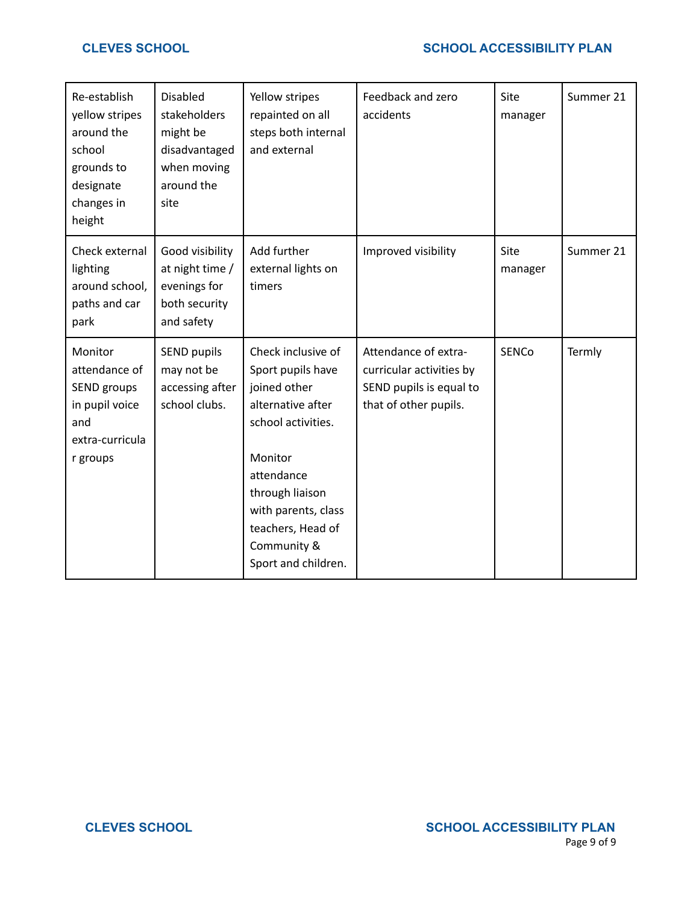| | | | | | |
|---|---|---|---|---|---|
| Re-establish yellow stripes around the school grounds to designate changes in height | Disabled stakeholders might be disadvantaged when moving around the site | Yellow stripes repainted on all steps both internal and external | Feedback and zero accidents | Site manager | Summer 21 |
| Check external lighting around school, paths and car park | Good visibility at night time / evenings for both security and safety | Add further external lights on timers | Improved visibility | Site manager | Summer 21 |
| Monitor attendance of SEND groups in pupil voice and extra-curricular groups | SEND pupils may not be accessing after school clubs. | Check inclusive of Sport pupils have joined other alternative after school activities.<br><br>Monitor attendance through liaison with parents, class teachers, Head of Community & Sport and children. | Attendance of extra-curricular activities by SEND pupils is equal to that of other pupils. | SENCo | Termly |